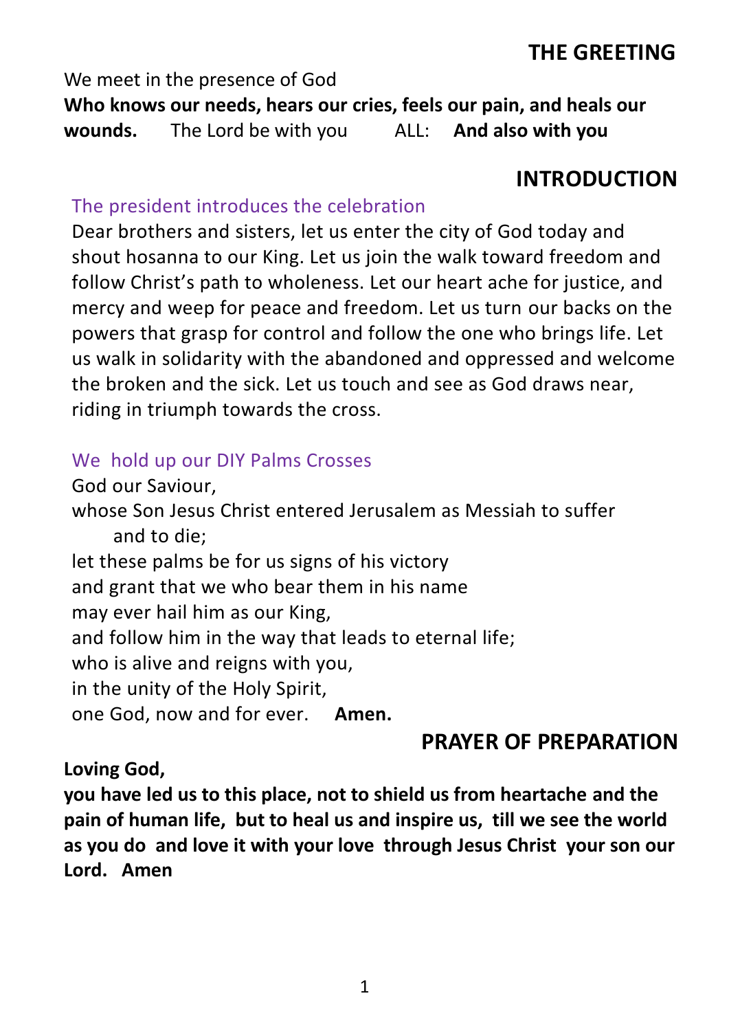## THE GREETING

We meet in the presence of God
**Who knows our needs, hears our cries, feels our pain, and heals our wounds.** The Lord be with you ALL: **And also with you**

## INTRODUCTION

*The president introduces the celebration*

Dear brothers and sisters, let us enter the city of God today and shout hosanna to our King. Let us join the walk toward freedom and follow Christ's path to wholeness. Let our heart ache for justice, and mercy and weep for peace and freedom. Let us turn our backs on the powers that grasp for control and follow the one who brings life. Let us walk in solidarity with the abandoned and oppressed and welcome the broken and the sick. Let us touch and see as God draws near, riding in triumph towards the cross.

*We hold up our DIY Palms Crosses*

God our Saviour,
whose Son Jesus Christ entered Jerusalem as Messiah to suffer
and to die;
let these palms be for us signs of his victory
and grant that we who bear them in his name
may ever hail him as our King,
and follow him in the way that leads to eternal life;
who is alive and reigns with you,
in the unity of the Holy Spirit,
one God, now and for ever. **Amen.**

## PRAYER OF PREPARATION

**Loving God,**
**you have led us to this place, not to shield us from heartache and the pain of human life, but to heal us and inspire us, till we see the world as you do and love it with your love through Jesus Christ your son our Lord. Amen**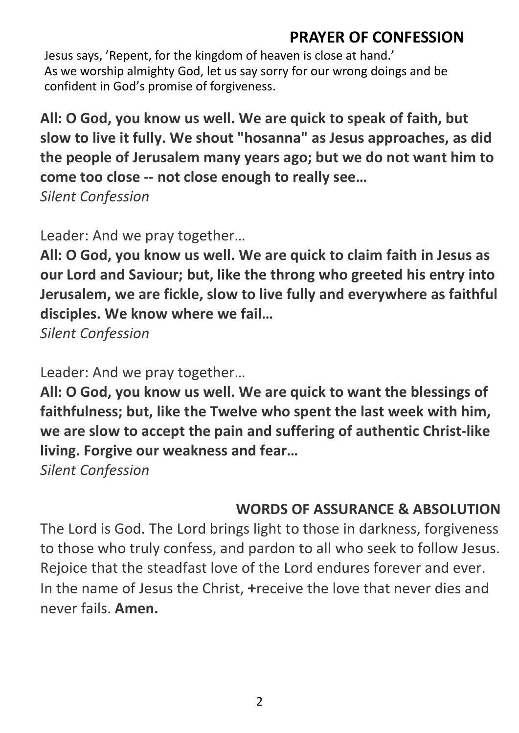## PRAYER OF CONFESSION

Jesus says, 'Repent, for the kingdom of heaven is close at hand.'
As we worship almighty God, let us say sorry for our wrong doings and be confident in God's promise of forgiveness.

**All: O God, you know us well. We are quick to speak of faith, but slow to live it fully. We shout "hosanna" as Jesus approaches, as did the people of Jerusalem many years ago; but we do not want him to come too close -- not close enough to really see…**
*Silent Confession*

Leader: And we pray together…
**All: O God, you know us well. We are quick to claim faith in Jesus as our Lord and Saviour; but, like the throng who greeted his entry into Jerusalem, we are fickle, slow to live fully and everywhere as faithful disciples. We know where we fail…**
*Silent Confession*

Leader: And we pray together…
**All: O God, you know us well. We are quick to want the blessings of faithfulness; but, like the Twelve who spent the last week with him, we are slow to accept the pain and suffering of authentic Christ-like living. Forgive our weakness and fear…**
*Silent Confession*

## WORDS OF ASSURANCE & ABSOLUTION

The Lord is God. The Lord brings light to those in darkness, forgiveness to those who truly confess, and pardon to all who seek to follow Jesus. Rejoice that the steadfast love of the Lord endures forever and ever. In the name of Jesus the Christ, **+**receive the love that never dies and never fails. **Amen.**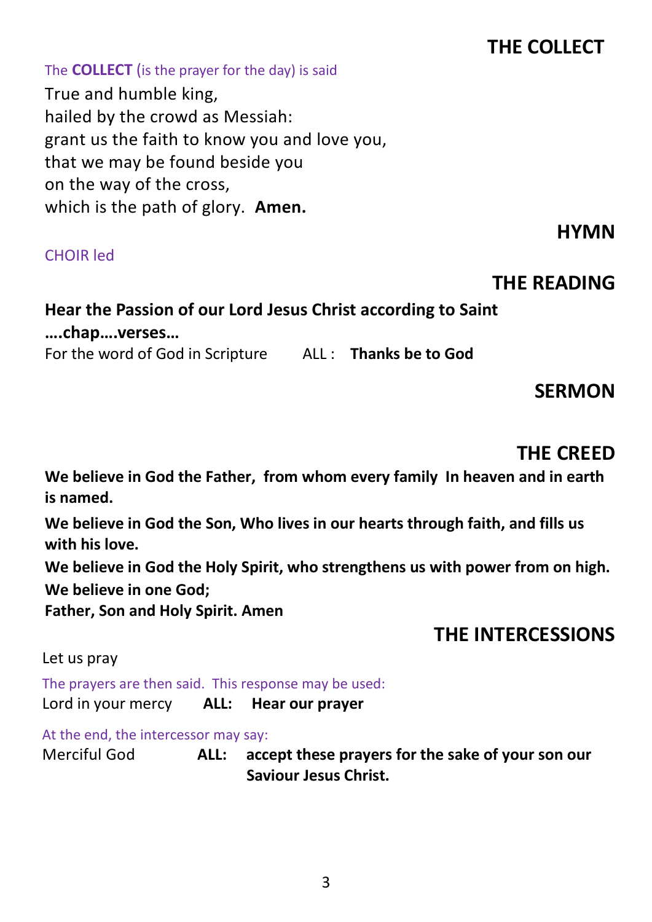## THE COLLECT

The **COLLECT** (is the prayer for the day) is said

True and humble king,
hailed by the crowd as Messiah:
grant us the faith to know you and love you,
that we may be found beside you
on the way of the cross,
which is the path of glory. **Amen.**

## HYMN

CHOIR led

## THE READING

**Hear the Passion of our Lord Jesus Christ according to Saint ….chap….verses…**

For the word of God in Scripture ALL : **Thanks be to God**

## SERMON

## THE CREED

**We believe in God the Father, from whom every family In heaven and in earth is named.**

**We believe in God the Son, Who lives in our hearts through faith, and fills us with his love.**

**We believe in God the Holy Spirit, who strengthens us with power from on high.**

**We believe in one God;**
**Father, Son and Holy Spirit. Amen**

## THE INTERCESSIONS

Let us pray

The prayers are then said. This response may be used:

Lord in your mercy **ALL: Hear our prayer**

At the end, the intercessor may say:

Merciful God **ALL: accept these prayers for the sake of your son our Saviour Jesus Christ.**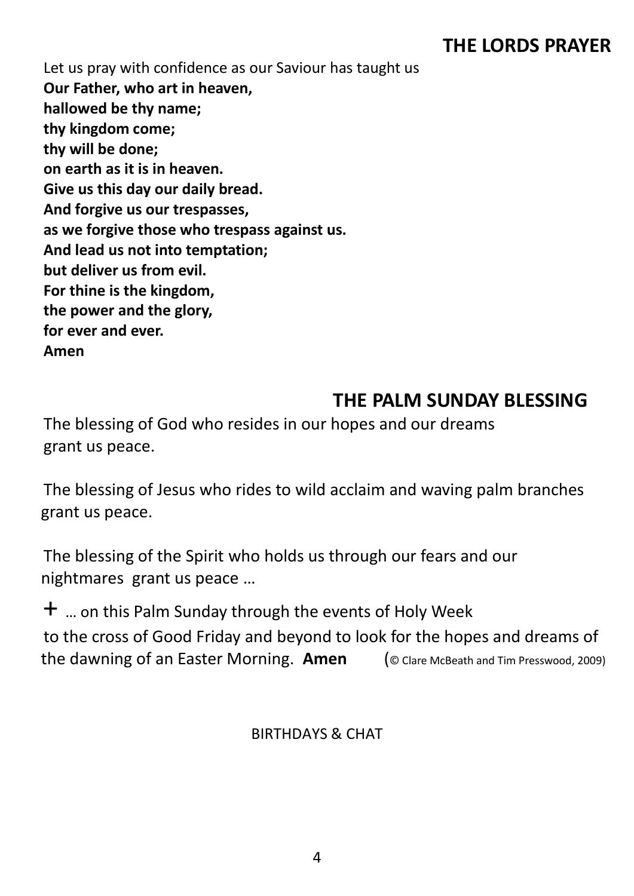## THE LORDS PRAYER

Let us pray with confidence as our Saviour has taught us

**Our Father, who art in heaven,**
**hallowed be thy name;**
**thy kingdom come;**
**thy will be done;**
**on earth as it is in heaven.**
**Give us this day our daily bread.**
**And forgive us our trespasses,**
**as we forgive those who trespass against us.**
**And lead us not into temptation;**
**but deliver us from evil.**
**For thine is the kingdom,**
**the power and the glory,**
**for ever and ever.**
**Amen**

## THE PALM SUNDAY BLESSING

The blessing of God who resides in our hopes and our dreams
grant us peace.

The blessing of Jesus who rides to wild acclaim and waving palm branches
grant us peace.

The blessing of the Spirit who holds us through our fears and our
nightmares grant us peace …

\+ … on this Palm Sunday through the events of Holy Week
to the cross of Good Friday and beyond to look for the hopes and dreams of
the dawning of an Easter Morning. **Amen** (© Clare McBeath and Tim Presswood, 2009)

BIRTHDAYS & CHAT